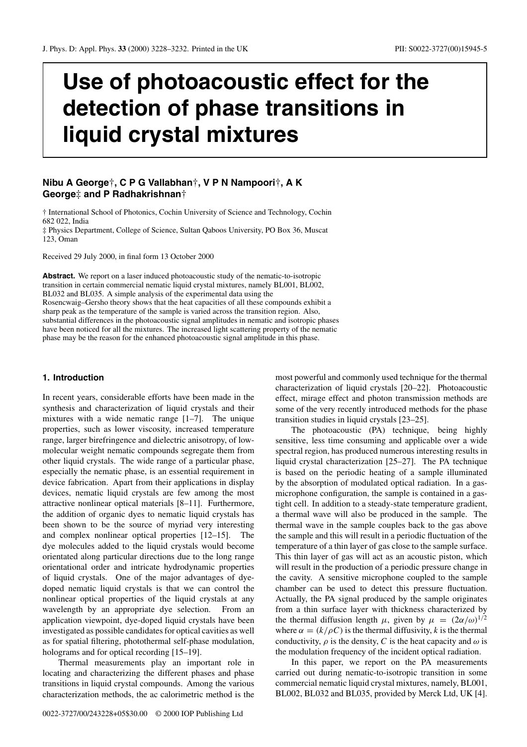# Use of photoacoustic effect for the detection of phase transitions in liquid crystal mixtures

**Nibu A George†, C P G Vallabhan†, V P N Nampoori†, A K George‡ and P Radhakrishnan†**

† International School of Photonics, Cochin University of Science and Technology, Cochin 682 022, India

‡ Physics Department, College of Science, Sultan Qaboos University, PO Box 36, Muscat 123, Oman

Received 29 July 2000, in final form 13 October 2000

**Abstract.** We report on a laser induced photoacoustic study of the nematic-to-isotropic transition in certain commercial nematic liquid crystal mixtures, namely BL001, BL002, BL032 and BL035. A simple analysis of the experimental data using the Rosencwaig–Gersho theory shows that the heat capacities of all these compounds exhibit a sharp peak as the temperature of the sample is varied across the transition region. Also, substantial differences in the photoacoustic signal amplitudes in nematic and isotropic phases have been noticed for all the mixtures. The increased light scattering property of the nematic phase may be the reason for the enhanced photoacoustic signal amplitude in this phase.

## 1. Introduction

In recent years, considerable efforts have been made in the synthesis and characterization of liquid crystals and their mixtures with a wide nematic range [1–7]. The unique properties, such as lower viscosity, increased temperature range, larger birefringence and dielectric anisotropy, of low-molecular weight nematic compounds segregate them from other liquid crystals. The wide range of a particular phase, especially the nematic phase, is an essential requirement in device fabrication. Apart from their applications in display devices, nematic liquid crystals are few among the most attractive nonlinear optical materials [8–11]. Furthermore, the addition of organic dyes to nematic liquid crystals has been shown to be the source of myriad very interesting and complex nonlinear optical properties [12–15]. The dye molecules added to the liquid crystals would become orientated along particular directions due to the long range orientational order and intricate hydrodynamic properties of liquid crystals. One of the major advantages of dye-doped nematic liquid crystals is that we can control the nonlinear optical properties of the liquid crystals at any wavelength by an appropriate dye selection. From an application viewpoint, dye-doped liquid crystals have been investigated as possible candidates for optical cavities as well as for spatial filtering, photothermal self-phase modulation, holograms and for optical recording [15–19].

Thermal measurements play an important role in locating and characterizing the different phases and phase transitions in liquid crystal compounds. Among the various characterization methods, the ac calorimetric method is the most powerful and commonly used technique for the thermal characterization of liquid crystals [20–22]. Photoacoustic effect, mirage effect and photon transmission methods are some of the very recently introduced methods for the phase transition studies in liquid crystals [23–25].

The photoacoustic (PA) technique, being highly sensitive, less time consuming and applicable over a wide spectral region, has produced numerous interesting results in liquid crystal characterization [25–27]. The PA technique is based on the periodic heating of a sample illuminated by the absorption of modulated optical radiation. In a gas-microphone configuration, the sample is contained in a gas-tight cell. In addition to a steady-state temperature gradient, a thermal wave will also be produced in the sample. The thermal wave in the sample couples back to the gas above the sample and this will result in a periodic fluctuation of the temperature of a thin layer of gas close to the sample surface. This thin layer of gas will act as an acoustic piston, which will result in the production of a periodic pressure change in the cavity. A sensitive microphone coupled to the sample chamber can be used to detect this pressure fluctuation. Actually, the PA signal produced by the sample originates from a thin surface layer with thickness characterized by the thermal diffusion length $\mu$, given by $\mu = (2\alpha/\omega)^{1/2}$ where $\alpha = (k/\rho C)$ is the thermal diffusivity, $k$ is the thermal conductivity, $\rho$ is the density, $C$ is the heat capacity and $\omega$ is the modulation frequency of the incident optical radiation.

In this paper, we report on the PA measurements carried out during nematic-to-isotropic transition in some commercial nematic liquid crystal mixtures, namely, BL001, BL002, BL032 and BL035, provided by Merck Ltd, UK [4].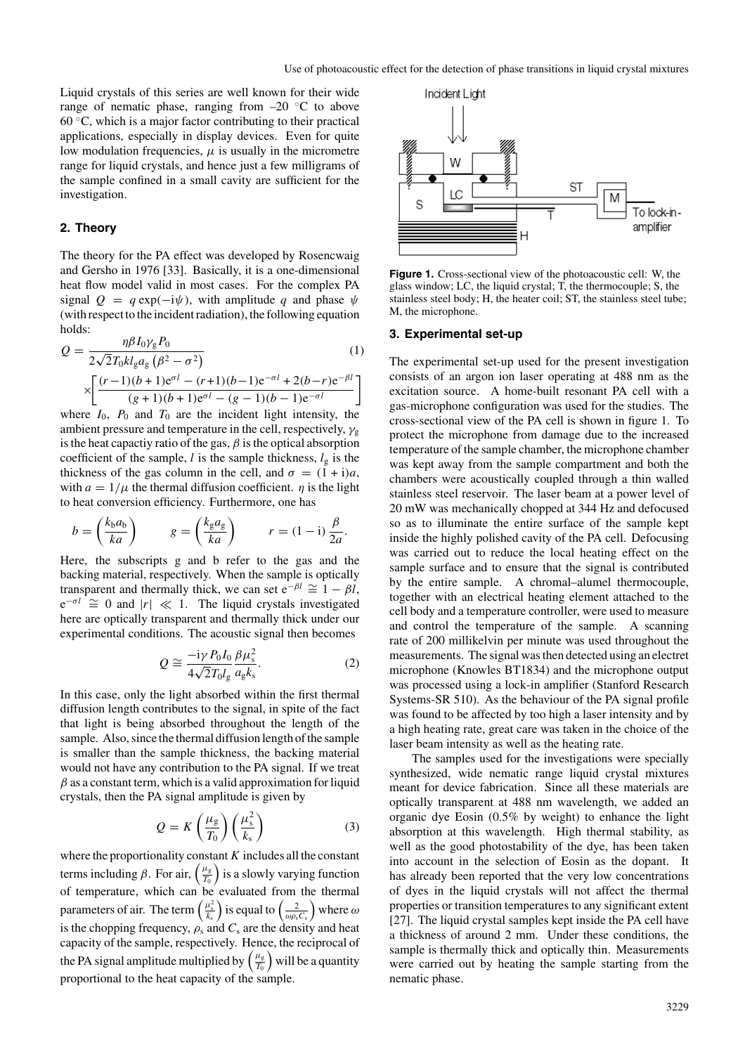Liquid crystals of this series are well known for their wide range of nematic phase, ranging from –20 °C to above 60 °C, which is a major factor contributing to their practical applications, especially in display devices. Even for quite low modulation frequencies, $\mu$ is usually in the micrometre range for liquid crystals, and hence just a few milligrams of the sample confined in a small cavity are sufficient for the investigation.

## 2. Theory

The theory for the PA effect was developed by Rosencwaig and Gersho in 1976 [33]. Basically, it is a one-dimensional heat flow model valid in most cases. For the complex PA signal $Q = q\exp(-i\psi)$, with amplitude $q$ and phase $\psi$ (with respect to the incident radiation), the following equation holds:

$$Q = \frac{\eta\beta I_0 \gamma_g P_0}{2\sqrt{2}T_0 k l_g a_g (\beta^2 - \sigma^2)} \times \left[\frac{(r-1)(b+1)e^{\sigma l} - (r+1)(b-1)e^{-\sigma l} + 2(b-r)e^{-\beta l}}{(g+1)(b+1)e^{\sigma l} - (g-1)(b-1)e^{-\sigma l}}\right] \quad (1)$$

where $I_0$, $P_0$ and $T_0$ are the incident light intensity, the ambient pressure and temperature in the cell, respectively, $\gamma_g$ is the heat capactiy ratio of the gas, $\beta$ is the optical absorption coefficient of the sample, $l$ is the sample thickness, $l_g$ is the thickness of the gas column in the cell, and $\sigma = (1+i)a$, with $a = 1/\mu$ the thermal diffusion coefficient. $\eta$ is the light to heat conversion efficiency. Furthermore, one has

$$b = \left(\frac{k_b a_b}{ka}\right) \qquad g = \left(\frac{k_g a_g}{ka}\right) \qquad r = (1-i)\frac{\beta}{2a}.$$

Here, the subscripts g and b refer to the gas and the backing material, respectively. When the sample is optically transparent and thermally thick, we can set $e^{-\beta l} \cong 1 - \beta l$, $e^{-\sigma l} \cong 0$ and $|r| \ll 1$. The liquid crystals investigated here are optically transparent and thermally thick under our experimental conditions. The acoustic signal then becomes

$$Q \cong \frac{-i\gamma P_0 I_0}{4\sqrt{2}T_0 l_g}\frac{\beta\mu_s^2}{a_g k_s}. \quad (2)$$

In this case, only the light absorbed within the first thermal diffusion length contributes to the signal, in spite of the fact that light is being absorbed throughout the length of the sample. Also, since the thermal diffusion length of the sample is smaller than the sample thickness, the backing material would not have any contribution to the PA signal. If we treat $\beta$ as a constant term, which is a valid approximation for liquid crystals, then the PA signal amplitude is given by

$$Q = K\left(\frac{\mu_g}{T_0}\right)\left(\frac{\mu_s^2}{k_s}\right) \quad (3)$$

where the proportionality constant $K$ includes all the constant terms including $\beta$. For air, $\left(\frac{\mu_g}{T_0}\right)$ is a slowly varying function of temperature, which can be evaluated from the thermal parameters of air. The term $\left(\frac{\mu_s^2}{k_s}\right)$ is equal to $\left(\frac{2}{\omega\rho_s C_s}\right)$ where $\omega$ is the chopping frequency, $\rho_s$ and $C_s$ are the density and heat capacity of the sample, respectively. Hence, the reciprocal of the PA signal amplitude multiplied by $\left(\frac{\mu_g}{T_0}\right)$ will be a quantity proportional to the heat capacity of the sample.

**Figure 1.** Cross-sectional view of the photoacoustic cell: W, the glass window; LC, the liquid crystal; T, the thermocouple; S, the stainless steel body; H, the heater coil; ST, the stainless steel tube; M, the microphone.

## 3. Experimental set-up

The experimental set-up used for the present investigation consists of an argon ion laser operating at 488 nm as the excitation source. A home-built resonant PA cell with a gas-microphone configuration was used for the studies. The cross-sectional view of the PA cell is shown in figure 1. To protect the microphone from damage due to the increased temperature of the sample chamber, the microphone chamber was kept away from the sample compartment and both the chambers were acoustically coupled through a thin walled stainless steel reservoir. The laser beam at a power level of 20 mW was mechanically chopped at 344 Hz and defocused so as to illuminate the entire surface of the sample kept inside the highly polished cavity of the PA cell. Defocusing was carried out to reduce the local heating effect on the sample surface and to ensure that the signal is contributed by the entire sample. A chromal–alumel thermocouple, together with an electrical heating element attached to the cell body and a temperature controller, were used to measure and control the temperature of the sample. A scanning rate of 200 millikelvin per minute was used throughout the measurements. The signal was then detected using an electret microphone (Knowles BT1834) and the microphone output was processed using a lock-in amplifier (Stanford Research Systems-SR 510). As the behaviour of the PA signal profile was found to be affected by too high a laser intensity and by a high heating rate, great care was taken in the choice of the laser beam intensity as well as the heating rate.

The samples used for the investigations were specially synthesized, wide nematic range liquid crystal mixtures meant for device fabrication. Since all these materials are optically transparent at 488 nm wavelength, we added an organic dye Eosin (0.5% by weight) to enhance the light absorption at this wavelength. High thermal stability, as well as the good photostability of the dye, has been taken into account in the selection of Eosin as the dopant. It has already been reported that the very low concentrations of dyes in the liquid crystals will not affect the thermal properties or transition temperatures to any significant extent [27]. The liquid crystal samples kept inside the PA cell have a thickness of around 2 mm. Under these conditions, the sample is thermally thick and optically thin. Measurements were carried out by heating the sample starting from the nematic phase.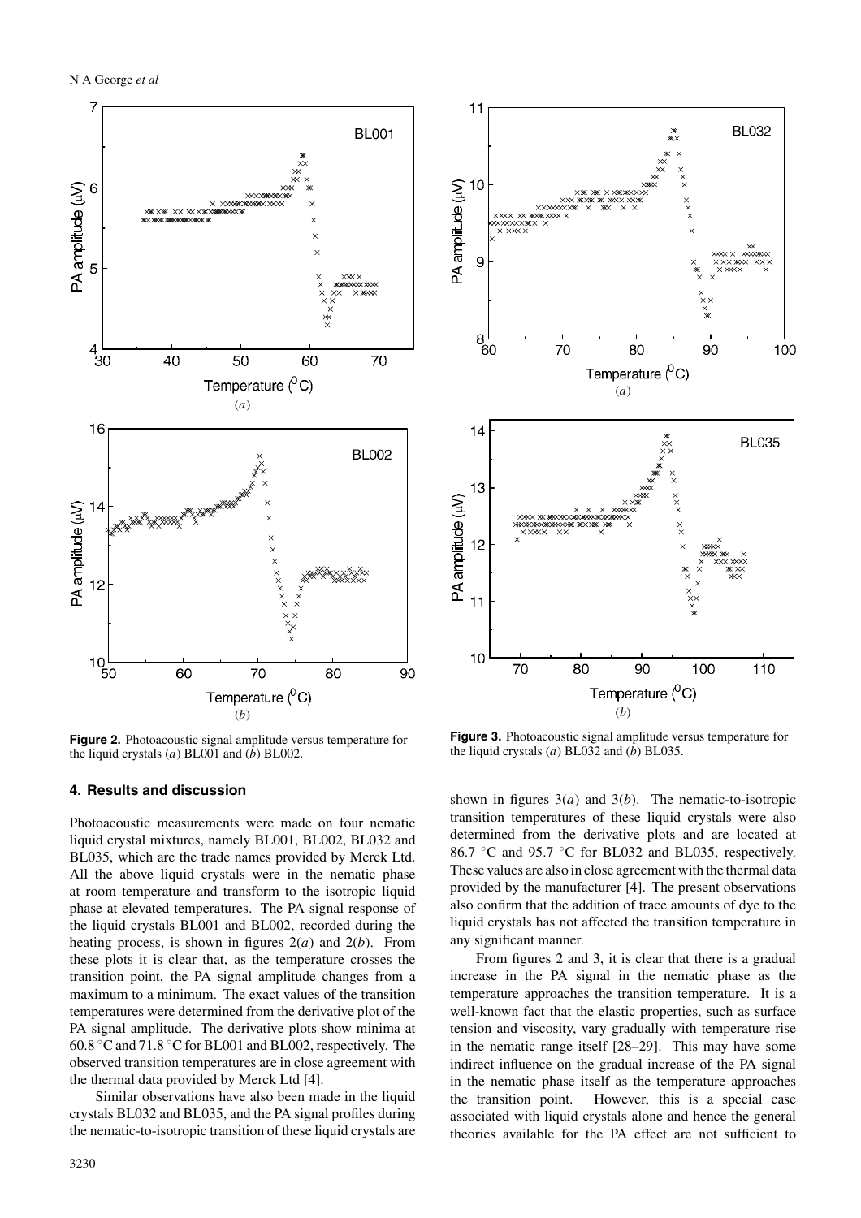**Figure 2.** Photoacoustic signal amplitude versus temperature for the liquid crystals (*a*) BL001 and (*b*) BL002.

**Figure 3.** Photoacoustic signal amplitude versus temperature for the liquid crystals (*a*) BL032 and (*b*) BL035.

## 4. Results and discussion

Photoacoustic measurements were made on four nematic liquid crystal mixtures, namely BL001, BL002, BL032 and BL035, which are the trade names provided by Merck Ltd. All the above liquid crystals were in the nematic phase at room temperature and transform to the isotropic liquid phase at elevated temperatures. The PA signal response of the liquid crystals BL001 and BL002, recorded during the heating process, is shown in figures 2(*a*) and 2(*b*). From these plots it is clear that, as the temperature crosses the transition point, the PA signal amplitude changes from a maximum to a minimum. The exact values of the transition temperatures were determined from the derivative plot of the PA signal amplitude. The derivative plots show minima at 60.8 °C and 71.8 °C for BL001 and BL002, respectively. The observed transition temperatures are in close agreement with the thermal data provided by Merck Ltd [4].

Similar observations have also been made in the liquid crystals BL032 and BL035, and the PA signal profiles during the nematic-to-isotropic transition of these liquid crystals are shown in figures 3(*a*) and 3(*b*). The nematic-to-isotropic transition temperatures of these liquid crystals were also determined from the derivative plots and are located at 86.7 °C and 95.7 °C for BL032 and BL035, respectively. These values are also in close agreement with the thermal data provided by the manufacturer [4]. The present observations also confirm that the addition of trace amounts of dye to the liquid crystals has not affected the transition temperature in any significant manner.

From figures 2 and 3, it is clear that there is a gradual increase in the PA signal in the nematic phase as the temperature approaches the transition temperature. It is a well-known fact that the elastic properties, such as surface tension and viscosity, vary gradually with temperature rise in the nematic range itself [28–29]. This may have some indirect influence on the gradual increase of the PA signal in the nematic phase itself as the temperature approaches the transition point. However, this is a special case associated with liquid crystals alone and hence the general theories available for the PA effect are not sufficient to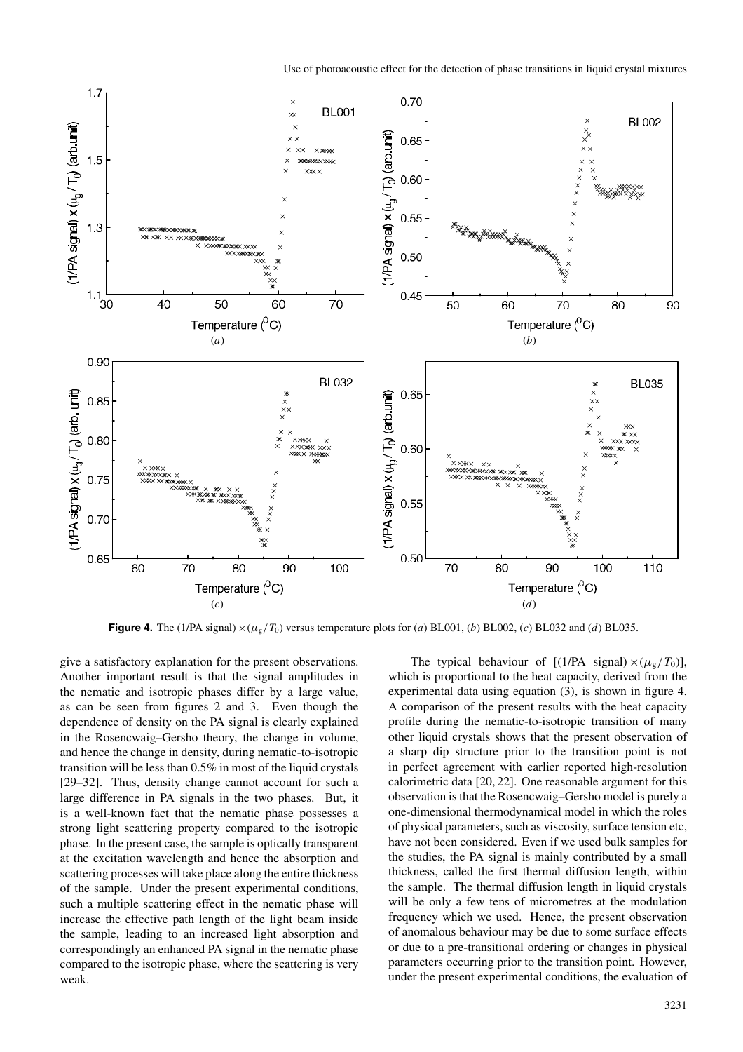**Figure 4.** The (1/PA signal) $\times (\mu_g/T_0)$ versus temperature plots for (*a*) BL001, (*b*) BL002, (*c*) BL032 and (*d*) BL035.

give a satisfactory explanation for the present observations. Another important result is that the signal amplitudes in the nematic and isotropic phases differ by a large value, as can be seen from figures 2 and 3. Even though the dependence of density on the PA signal is clearly explained in the Rosencwaig–Gersho theory, the change in volume, and hence the change in density, during nematic-to-isotropic transition will be less than 0.5% in most of the liquid crystals [29–32]. Thus, density change cannot account for such a large difference in PA signals in the two phases. But, it is a well-known fact that the nematic phase possesses a strong light scattering property compared to the isotropic phase. In the present case, the sample is optically transparent at the excitation wavelength and hence the absorption and scattering processes will take place along the entire thickness of the sample. Under the present experimental conditions, such a multiple scattering effect in the nematic phase will increase the effective path length of the light beam inside the sample, leading to an increased light absorption and correspondingly an enhanced PA signal in the nematic phase compared to the isotropic phase, where the scattering is very weak.

The typical behaviour of [(1/PA signal) $\times (\mu_g/T_0)$], which is proportional to the heat capacity, derived from the experimental data using equation (3), is shown in figure 4. A comparison of the present results with the heat capacity profile during the nematic-to-isotropic transition of many other liquid crystals shows that the present observation of a sharp dip structure prior to the transition point is not in perfect agreement with earlier reported high-resolution calorimetric data [20, 22]. One reasonable argument for this observation is that the Rosencwaig–Gersho model is purely a one-dimensional thermodynamical model in which the roles of physical parameters, such as viscosity, surface tension etc, have not been considered. Even if we used bulk samples for the studies, the PA signal is mainly contributed by a small thickness, called the first thermal diffusion length, within the sample. The thermal diffusion length in liquid crystals will be only a few tens of micrometres at the modulation frequency which we used. Hence, the present observation of anomalous behaviour may be due to some surface effects or due to a pre-transitional ordering or changes in physical parameters occurring prior to the transition point. However, under the present experimental conditions, the evaluation of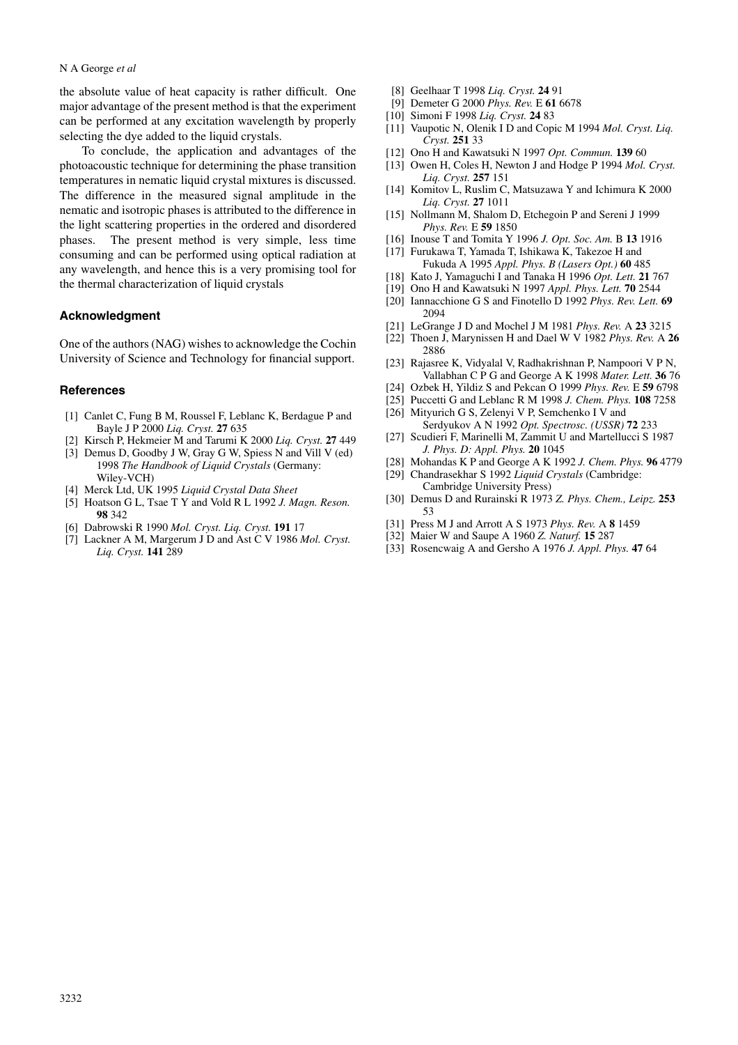the absolute value of heat capacity is rather difficult. One major advantage of the present method is that the experiment can be performed at any excitation wavelength by properly selecting the dye added to the liquid crystals.

To conclude, the application and advantages of the photoacoustic technique for determining the phase transition temperatures in nematic liquid crystal mixtures is discussed. The difference in the measured signal amplitude in the nematic and isotropic phases is attributed to the difference in the light scattering properties in the ordered and disordered phases. The present method is very simple, less time consuming and can be performed using optical radiation at any wavelength, and hence this is a very promising tool for the thermal characterization of liquid crystals

## Acknowledgment

One of the authors (NAG) wishes to acknowledge the Cochin University of Science and Technology for financial support.

## References

[1] Canlet C, Fung B M, Roussel F, Leblanc K, Berdague P and Bayle J P 2000 *Liq. Cryst.* **27** 635

[2] Kirsch P, Hekmeier M and Tarumi K 2000 *Liq. Cryst.* **27** 449

[3] Demus D, Goodby J W, Gray G W, Spiess N and Vill V (ed) 1998 *The Handbook of Liquid Crystals* (Germany: Wiley-VCH)

[4] Merck Ltd, UK 1995 *Liquid Crystal Data Sheet*

[5] Hoatson G L, Tsae T Y and Vold R L 1992 *J. Magn. Reson.* **98** 342

[6] Dabrowski R 1990 *Mol. Cryst. Liq. Cryst.* **191** 17

[7] Lackner A M, Margerum J D and Ast C V 1986 *Mol. Cryst. Liq. Cryst.* **141** 289

[8] Geelhaar T 1998 *Liq. Cryst.* **24** 91

[9] Demeter G 2000 *Phys. Rev.* E **61** 6678

[10] Simoni F 1998 *Liq. Cryst.* **24** 83

[11] Vaupotic N, Olenik I D and Copic M 1994 *Mol. Cryst. Liq. Cryst.* **251** 33

[12] Ono H and Kawatsuki N 1997 *Opt. Commun.* **139** 60

[13] Owen H, Coles H, Newton J and Hodge P 1994 *Mol. Cryst. Liq. Cryst.* **257** 151

[14] Komitov L, Ruslim C, Matsuzawa Y and Ichimura K 2000 *Liq. Cryst.* **27** 1011

[15] Nollmann M, Shalom D, Etchegoin P and Sereni J 1999 *Phys. Rev.* E **59** 1850

[16] Inouse T and Tomita Y 1996 *J. Opt. Soc. Am.* B **13** 1916

[17] Furukawa T, Yamada T, Ishikawa K, Takezoe H and Fukuda A 1995 *Appl. Phys. B (Lasers Opt.)* **60** 485

[18] Kato J, Yamaguchi I and Tanaka H 1996 *Opt. Lett.* **21** 767

[19] Ono H and Kawatsuki N 1997 *Appl. Phys. Lett.* **70** 2544

[20] Iannacchione G S and Finotello D 1992 *Phys. Rev. Lett.* **69** 2094

[21] LeGrange J D and Mochel J M 1981 *Phys. Rev.* A **23** 3215

[22] Thoen J, Marynissen H and Dael W V 1982 *Phys. Rev.* A **26** 2886

[23] Rajasree K, Vidyalal V, Radhakrishnan P, Nampoori V P N, Vallabhan C P G and George A K 1998 *Mater. Lett.* **36** 76

[24] Ozbek H, Yildiz S and Pekcan O 1999 *Phys. Rev.* E **59** 6798

[25] Puccetti G and Leblanc R M 1998 *J. Chem. Phys.* **108** 7258

[26] Mityurich G S, Zelenyi V P, Semchenko I V and Serdyukov A N 1992 *Opt. Spectrosc. (USSR)* **72** 233

[27] Scudieri F, Marinelli M, Zammit U and Martellucci S 1987 *J. Phys. D: Appl. Phys.* **20** 1045

[28] Mohandas K P and George A K 1992 *J. Chem. Phys.* **96** 4779

[29] Chandrasekhar S 1992 *Liquid Crystals* (Cambridge: Cambridge University Press)

[30] Demus D and Rurainski R 1973 *Z. Phys. Chem., Leipz.* **253** 53

[31] Press M J and Arrott A S 1973 *Phys. Rev.* A **8** 1459

[32] Maier W and Saupe A 1960 *Z. Naturf.* **15** 287

[33] Rosencwaig A and Gersho A 1976 *J. Appl. Phys.* **47** 64